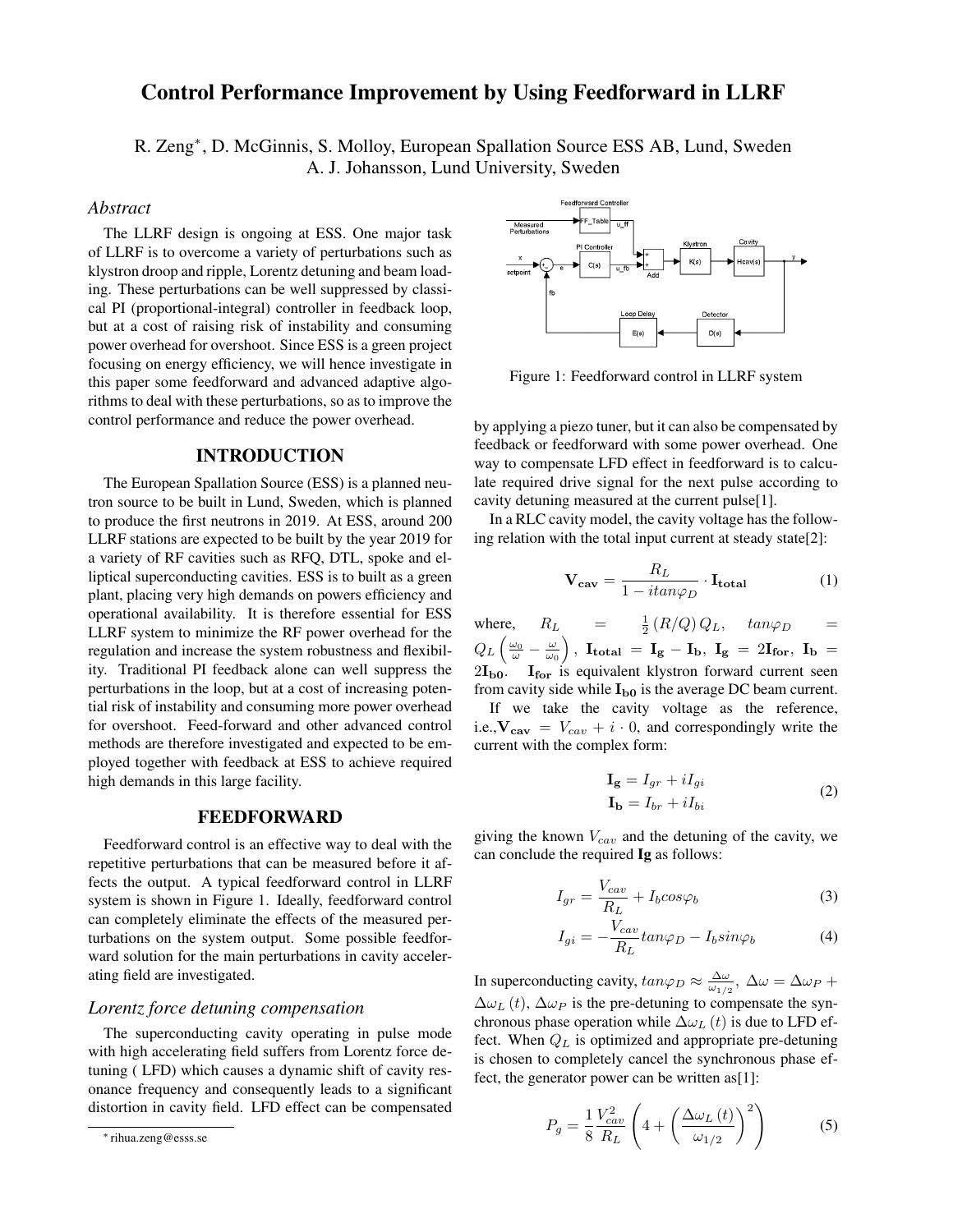# Control Performance Improvement by Using Feedforward in LLRF

R. Zeng*, D. McGinnis, S. Molloy, European Spallation Source ESS AB, Lund, Sweden
A. J. Johansson, Lund University, Sweden

## *Abstract*

The LLRF design is ongoing at ESS. One major task of LLRF is to overcome a variety of perturbations such as klystron droop and ripple, Lorentz detuning and beam loading. These perturbations can be well suppressed by classical PI (proportional-integral) controller in feedback loop, but at a cost of raising risk of instability and consuming power overhead for overshoot. Since ESS is a green project focusing on energy efficiency, we will hence investigate in this paper some feedforward and advanced adaptive algorithms to deal with these perturbations, so as to improve the control performance and reduce the power overhead.

## INTRODUCTION

The European Spallation Source (ESS) is a planned neutron source to be built in Lund, Sweden, which is planned to produce the first neutrons in 2019. At ESS, around 200 LLRF stations are expected to be built by the year 2019 for a variety of RF cavities such as RFQ, DTL, spoke and elliptical superconducting cavities. ESS is to built as a green plant, placing very high demands on powers efficiency and operational availability. It is therefore essential for ESS LLRF system to minimize the RF power overhead for the regulation and increase the system robustness and flexibility. Traditional PI feedback alone can well suppress the perturbations in the loop, but at a cost of increasing potential risk of instability and consuming more power overhead for overshoot. Feed-forward and other advanced control methods are therefore investigated and expected to be employed together with feedback at ESS to achieve required high demands in this large facility.

## FEEDFORWARD

Feedforward control is an effective way to deal with the repetitive perturbations that can be measured before it affects the output. A typical feedforward control in LLRF system is shown in Figure 1. Ideally, feedforward control can completely eliminate the effects of the measured perturbations on the system output. Some possible feedforward solution for the main perturbations in cavity accelerating field are investigated.

Figure 1: Feedforward control in LLRF system

### *Lorentz force detuning compensation*

The superconducting cavity operating in pulse mode with high accelerating field suffers from Lorentz force detuning ( LFD) which causes a dynamic shift of cavity resonance frequency and consequently leads to a significant distortion in cavity field. LFD effect can be compensated by applying a piezo tuner, but it can also be compensated by feedback or feedforward with some power overhead. One way to compensate LFD effect in feedforward is to calculate required drive signal for the next pulse according to cavity detuning measured at the current pulse[1].

In a RLC cavity model, the cavity voltage has the following relation with the total input current at steady state[2]:

$$\mathbf{V_{cav}} = \frac{R_L}{1 - i tan\varphi_D} \cdot \mathbf{I_{total}} \tag{1}$$

where, $R_L = \frac{1}{2}(R/Q)Q_L$, $tan\varphi_D = Q_L\left(\frac{\omega_0}{\omega} - \frac{\omega}{\omega_0}\right)$, $\mathbf{I_{total}} = \mathbf{I_g} - \mathbf{I_b}$, $\mathbf{I_g} = 2\mathbf{I_{for}}$, $\mathbf{I_b} = 2\mathbf{I_{b0}}$. $\mathbf{I_{for}}$ is equivalent klystron forward current seen from cavity side while $\mathbf{I_{b0}}$ is the average DC beam current.

If we take the cavity voltage as the reference, i.e.,$\mathbf{V_{cav}} = V_{cav} + i \cdot 0$, and correspondingly write the current with the complex form:

$$\begin{aligned}\mathbf{I_g} &= I_{gr} + iI_{gi} \\ \mathbf{I_b} &= I_{br} + iI_{bi}\end{aligned} \tag{2}$$

giving the known $V_{cav}$ and the detuning of the cavity, we can conclude the required **Ig** as follows:

$$I_{gr} = \frac{V_{cav}}{R_L} + I_b cos\varphi_b \tag{3}$$

$$I_{gi} = -\frac{V_{cav}}{R_L} tan\varphi_D - I_b sin\varphi_b \tag{4}$$

In superconducting cavity, $tan\varphi_D \approx \frac{\Delta\omega}{\omega_{1/2}}$, $\Delta\omega = \Delta\omega_P + \Delta\omega_L(t)$, $\Delta\omega_P$ is the pre-detuning to compensate the synchronous phase operation while $\Delta\omega_L(t)$ is due to LFD effect. When $Q_L$ is optimized and appropriate pre-detuning is chosen to completely cancel the synchronous phase effect, the generator power can be written as[1]:

$$P_g = \frac{1}{8}\frac{V_{cav}^2}{R_L}\left(4 + \left(\frac{\Delta\omega_L(t)}{\omega_{1/2}}\right)^2\right) \tag{5}$$

* rihua.zeng@esss.se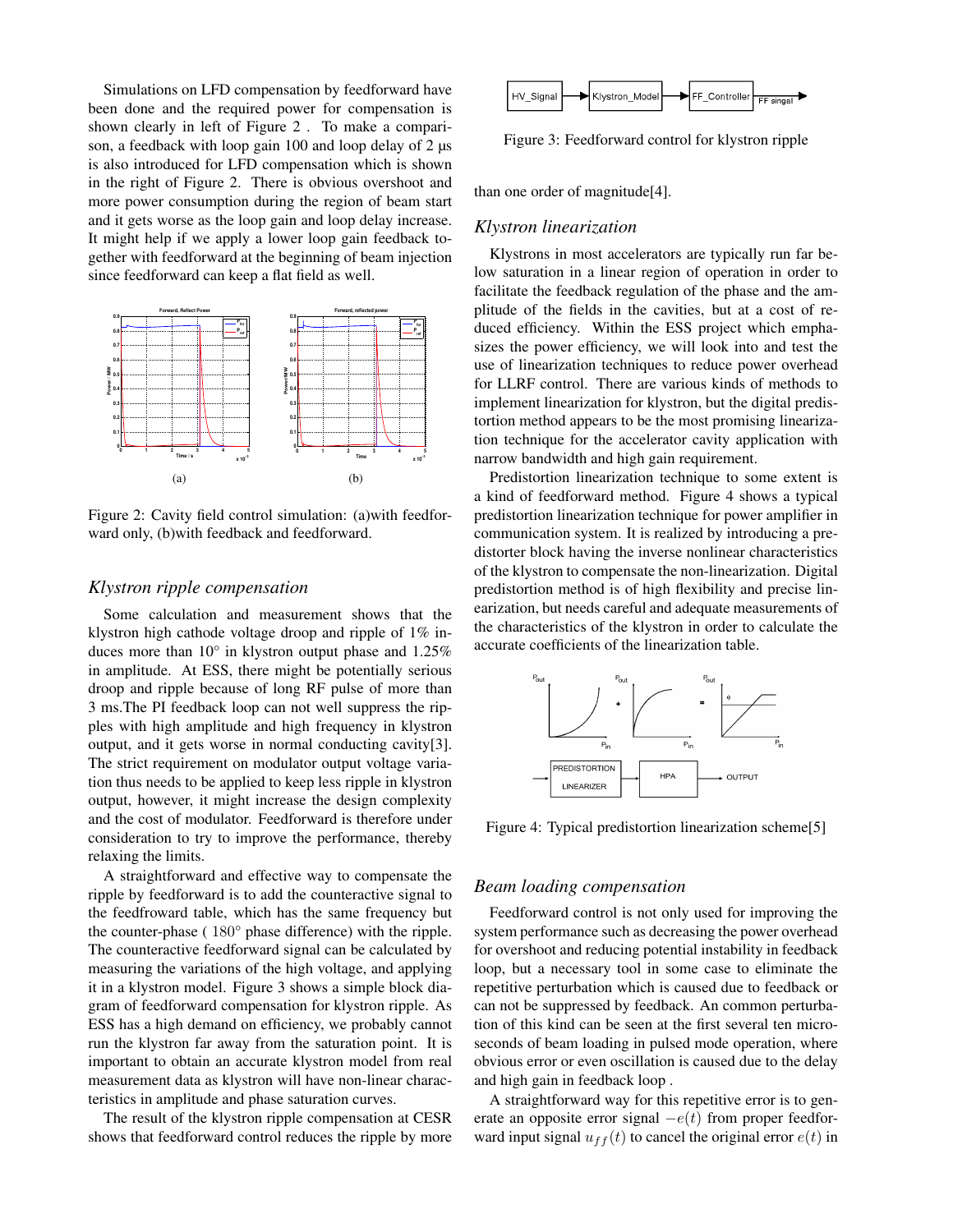Simulations on LFD compensation by feedforward have been done and the required power for compensation is shown clearly in left of Figure 2 . To make a comparison, a feedback with loop gain 100 and loop delay of 2 µs is also introduced for LFD compensation which is shown in the right of Figure 2. There is obvious overshoot and more power consumption during the region of beam start and it gets worse as the loop gain and loop delay increase. It might help if we apply a lower loop gain feedback together with feedforward at the beginning of beam injection since feedforward can keep a flat field as well.

Figure 2: Cavity field control simulation: (a)with feedforward only, (b)with feedback and feedforward.

### *Klystron ripple compensation*

Some calculation and measurement shows that the klystron high cathode voltage droop and ripple of 1% induces more than 10° in klystron output phase and 1.25% in amplitude. At ESS, there might be potentially serious droop and ripple because of long RF pulse of more than 3 ms.The PI feedback loop can not well suppress the ripples with high amplitude and high frequency in klystron output, and it gets worse in normal conducting cavity[3]. The strict requirement on modulator output voltage variation thus needs to be applied to keep less ripple in klystron output, however, it might increase the design complexity and the cost of modulator. Feedforward is therefore under consideration to try to improve the performance, thereby relaxing the limits.

A straightforward and effective way to compensate the ripple by feedforward is to add the counteractive signal to the feedfroward table, which has the same frequency but the counter-phase ( 180° phase difference) with the ripple. The counteractive feedforward signal can be calculated by measuring the variations of the high voltage, and applying it in a klystron model. Figure 3 shows a simple block diagram of feedforward compensation for klystron ripple. As ESS has a high demand on efficiency, we probably cannot run the klystron far away from the saturation point. It is important to obtain an accurate klystron model from real measurement data as klystron will have non-linear characteristics in amplitude and phase saturation curves.

The result of the klystron ripple compensation at CESR shows that feedforward control reduces the ripple by more than one order of magnitude[4].

Figure 3: Feedforward control for klystron ripple

### *Klystron linearization*

Klystrons in most accelerators are typically run far below saturation in a linear region of operation in order to facilitate the feedback regulation of the phase and the amplitude of the fields in the cavities, but at a cost of reduced efficiency. Within the ESS project which emphasizes the power efficiency, we will look into and test the use of linearization techniques to reduce power overhead for LLRF control. There are various kinds of methods to implement linearization for klystron, but the digital predistortion method appears to be the most promising linearization technique for the accelerator cavity application with narrow bandwidth and high gain requirement.

Predistortion linearization technique to some extent is a kind of feedforward method. Figure 4 shows a typical predistortion linearization technique for power amplifier in communication system. It is realized by introducing a predistorter block having the inverse nonlinear characteristics of the klystron to compensate the non-linearization. Digital predistortion method is of high flexibility and precise linearization, but needs careful and adequate measurements of the characteristics of the klystron in order to calculate the accurate coefficients of the linearization table.

Figure 4: Typical predistortion linearization scheme[5]

### *Beam loading compensation*

Feedforward control is not only used for improving the system performance such as decreasing the power overhead for overshoot and reducing potential instability in feedback loop, but a necessary tool in some case to eliminate the repetitive perturbation which is caused due to feedback or can not be suppressed by feedback. An common perturbation of this kind can be seen at the first several ten microseconds of beam loading in pulsed mode operation, where obvious error or even oscillation is caused due to the delay and high gain in feedback loop .

A straightforward way for this repetitive error is to generate an opposite error signal $-e(t)$ from proper feedforward input signal $u_{ff}(t)$ to cancel the original error $e(t)$ in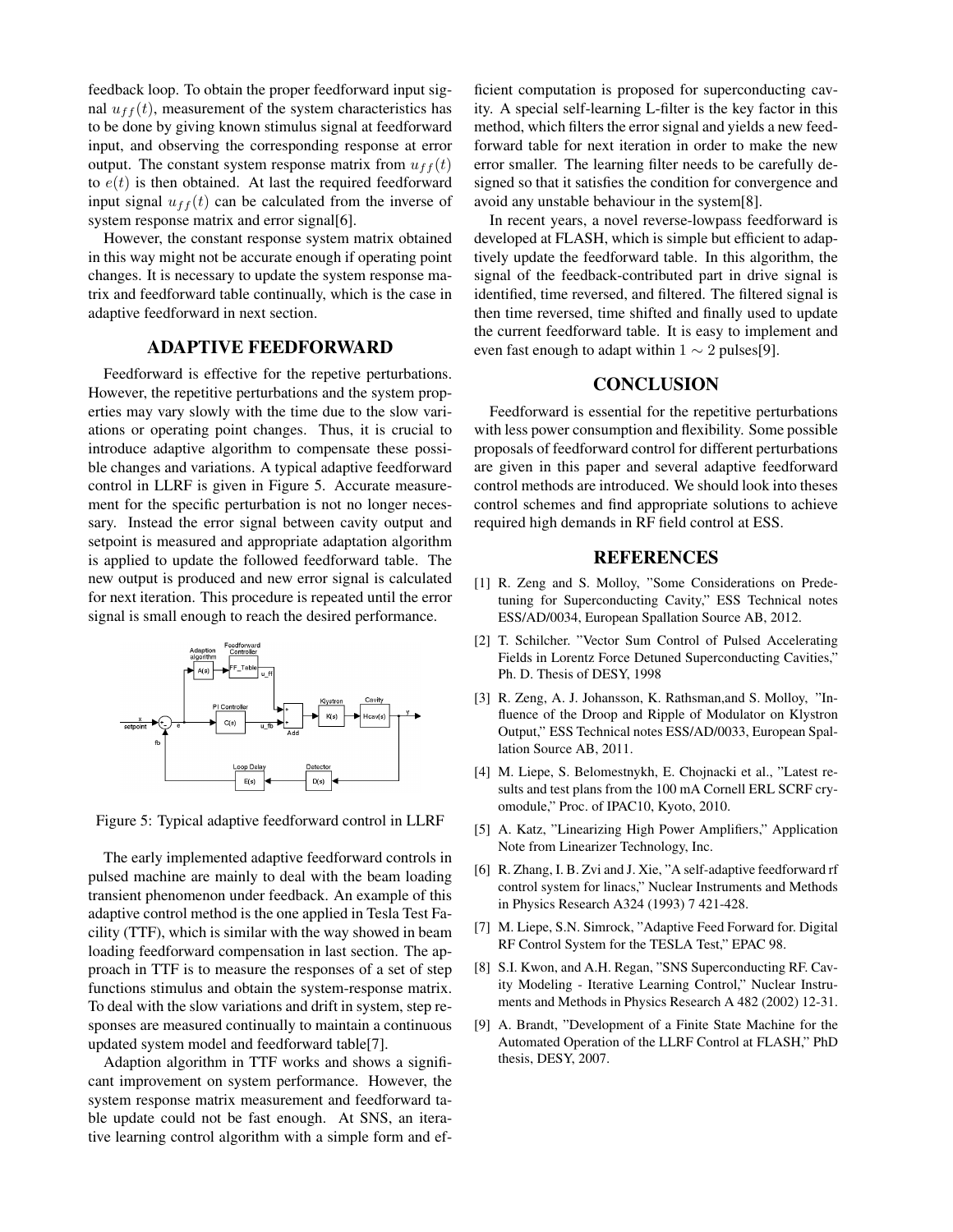feedback loop. To obtain the proper feedforward input signal $u_{ff}(t)$, measurement of the system characteristics has to be done by giving known stimulus signal at feedforward input, and observing the corresponding response at error output. The constant system response matrix from $u_{ff}(t)$ to $e(t)$ is then obtained. At last the required feedforward input signal $u_{ff}(t)$ can be calculated from the inverse of system response matrix and error signal[6].

However, the constant response system matrix obtained in this way might not be accurate enough if operating point changes. It is necessary to update the system response matrix and feedforward table continually, which is the case in adaptive feedforward in next section.

## ADAPTIVE FEEDFORWARD

Feedforward is effective for the repetive perturbations. However, the repetitive perturbations and the system properties may vary slowly with the time due to the slow variations or operating point changes. Thus, it is crucial to introduce adaptive algorithm to compensate these possible changes and variations. A typical adaptive feedforward control in LLRF is given in Figure 5. Accurate measurement for the specific perturbation is not no longer necessary. Instead the error signal between cavity output and setpoint is measured and appropriate adaptation algorithm is applied to update the followed feedforward table. The new output is produced and new error signal is calculated for next iteration. This procedure is repeated until the error signal is small enough to reach the desired performance.

Adaption algorithm
Feedforward Controller
A(s)
FF_Table
u_ff
PI Controller
C(s)
u_fb
Add
Klystron
K(s)
Cavity
Hcav(s)
y
x
setpoint
e
fb
Loop Delay
E(s)
Detector
D(s)

Figure 5: Typical adaptive feedforward control in LLRF

The early implemented adaptive feedforward controls in pulsed machine are mainly to deal with the beam loading transient phenomenon under feedback. An example of this adaptive control method is the one applied in Tesla Test Facility (TTF), which is similar with the way showed in beam loading feedforward compensation in last section. The approach in TTF is to measure the responses of a set of step functions stimulus and obtain the system-response matrix. To deal with the slow variations and drift in system, step responses are measured continually to maintain a continuous updated system model and feedforward table[7].

Adaption algorithm in TTF works and shows a significant improvement on system performance. However, the system response matrix measurement and feedforward table update could not be fast enough. At SNS, an iterative learning control algorithm with a simple form and efficient computation is proposed for superconducting cavity. A special self-learning L-filter is the key factor in this method, which filters the error signal and yields a new feedforward table for next iteration in order to make the new error smaller. The learning filter needs to be carefully designed so that it satisfies the condition for convergence and avoid any unstable behaviour in the system[8].

In recent years, a novel reverse-lowpass feedforward is developed at FLASH, which is simple but efficient to adaptively update the feedforward table. In this algorithm, the signal of the feedback-contributed part in drive signal is identified, time reversed, and filtered. The filtered signal is then time reversed, time shifted and finally used to update the current feedforward table. It is easy to implement and even fast enough to adapt within $1 \sim 2$ pulses[9].

## CONCLUSION

Feedforward is essential for the repetitive perturbations with less power consumption and flexibility. Some possible proposals of feedforward control for different perturbations are given in this paper and several adaptive feedforward control methods are introduced. We should look into theses control schemes and find appropriate solutions to achieve required high demands in RF field control at ESS.

## REFERENCES

[1] R. Zeng and S. Molloy, "Some Considerations on Predetuning for Superconducting Cavity," ESS Technical notes ESS/AD/0034, European Spallation Source AB, 2012.

[2] T. Schilcher. "Vector Sum Control of Pulsed Accelerating Fields in Lorentz Force Detuned Superconducting Cavities," Ph. D. Thesis of DESY, 1998

[3] R. Zeng, A. J. Johansson, K. Rathsman,and S. Molloy, "Influence of the Droop and Ripple of Modulator on Klystron Output," ESS Technical notes ESS/AD/0033, European Spallation Source AB, 2011.

[4] M. Liepe, S. Belomestnykh, E. Chojnacki et al., "Latest results and test plans from the 100 mA Cornell ERL SCRF cryomodule," Proc. of IPAC10, Kyoto, 2010.

[5] A. Katz, "Linearizing High Power Amplifiers," Application Note from Linearizer Technology, Inc.

[6] R. Zhang, I. B. Zvi and J. Xie, "A self-adaptive feedforward rf control system for linacs," Nuclear Instruments and Methods in Physics Research A324 (1993) 7 421-428.

[7] M. Liepe, S.N. Simrock, "Adaptive Feed Forward for. Digital RF Control System for the TESLA Test," EPAC 98.

[8] S.I. Kwon, and A.H. Regan, "SNS Superconducting RF. Cavity Modeling - Iterative Learning Control," Nuclear Instruments and Methods in Physics Research A 482 (2002) 12-31.

[9] A. Brandt, "Development of a Finite State Machine for the Automated Operation of the LLRF Control at FLASH," PhD thesis, DESY, 2007.